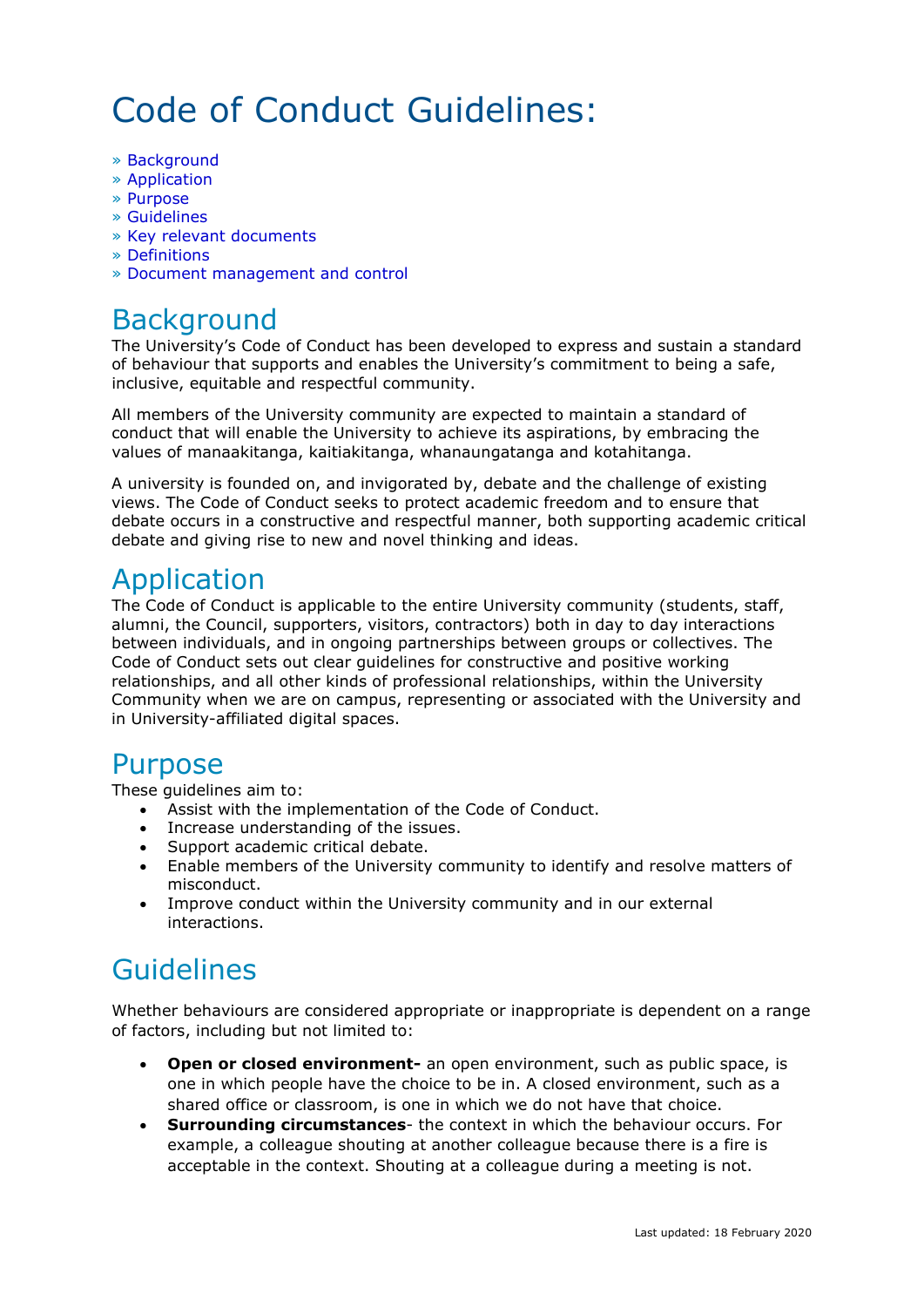# Code of Conduct Guidelines:

» Background
» Application
» Purpose
» Guidelines
» Key relevant documents
» Definitions
» Document management and control

## Background

The University's Code of Conduct has been developed to express and sustain a standard of behaviour that supports and enables the University's commitment to being a safe, inclusive, equitable and respectful community.

All members of the University community are expected to maintain a standard of conduct that will enable the University to achieve its aspirations, by embracing the values of manaakitanga, kaitiakitanga, whanaungatanga and kotahitanga.

A university is founded on, and invigorated by, debate and the challenge of existing views. The Code of Conduct seeks to protect academic freedom and to ensure that debate occurs in a constructive and respectful manner, both supporting academic critical debate and giving rise to new and novel thinking and ideas.

## Application

The Code of Conduct is applicable to the entire University community (students, staff, alumni, the Council, supporters, visitors, contractors) both in day to day interactions between individuals, and in ongoing partnerships between groups or collectives. The Code of Conduct sets out clear guidelines for constructive and positive working relationships, and all other kinds of professional relationships, within the University Community when we are on campus, representing or associated with the University and in University-affiliated digital spaces.

## Purpose

These guidelines aim to:

- Assist with the implementation of the Code of Conduct.
- Increase understanding of the issues.
- Support academic critical debate.
- Enable members of the University community to identify and resolve matters of misconduct.
- Improve conduct within the University community and in our external interactions.

## Guidelines

Whether behaviours are considered appropriate or inappropriate is dependent on a range of factors, including but not limited to:

- **Open or closed environment-** an open environment, such as public space, is one in which people have the choice to be in. A closed environment, such as a shared office or classroom, is one in which we do not have that choice.
- **Surrounding circumstances**- the context in which the behaviour occurs. For example, a colleague shouting at another colleague because there is a fire is acceptable in the context. Shouting at a colleague during a meeting is not.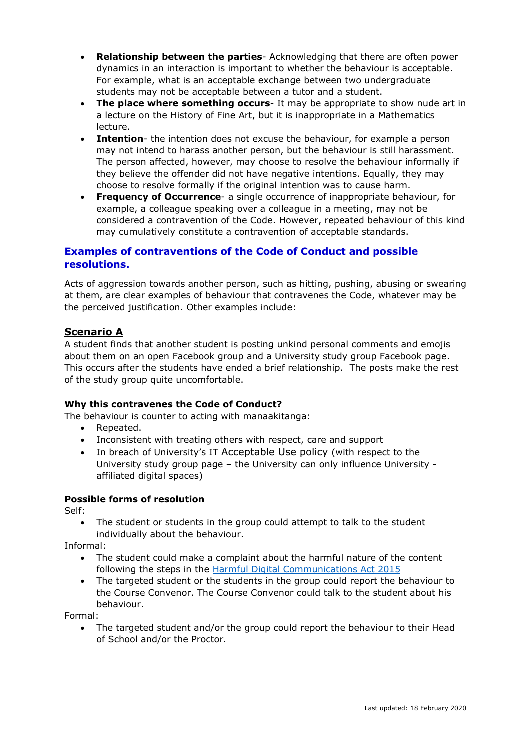- **Relationship between the parties**- Acknowledging that there are often power dynamics in an interaction is important to whether the behaviour is acceptable. For example, what is an acceptable exchange between two undergraduate students may not be acceptable between a tutor and a student.
- **The place where something occurs**- It may be appropriate to show nude art in a lecture on the History of Fine Art, but it is inappropriate in a Mathematics lecture.
- **Intention**- the intention does not excuse the behaviour, for example a person may not intend to harass another person, but the behaviour is still harassment. The person affected, however, may choose to resolve the behaviour informally if they believe the offender did not have negative intentions. Equally, they may choose to resolve formally if the original intention was to cause harm.
- **Frequency of Occurrence**- a single occurrence of inappropriate behaviour, for example, a colleague speaking over a colleague in a meeting, may not be considered a contravention of the Code. However, repeated behaviour of this kind may cumulatively constitute a contravention of acceptable standards.

## Examples of contraventions of the Code of Conduct and possible resolutions.

Acts of aggression towards another person, such as hitting, pushing, abusing or swearing at them, are clear examples of behaviour that contravenes the Code, whatever may be the perceived justification. Other examples include:

### Scenario A

A student finds that another student is posting unkind personal comments and emojis about them on an open Facebook group and a University study group Facebook page. This occurs after the students have ended a brief relationship. The posts make the rest of the study group quite uncomfortable.

#### Why this contravenes the Code of Conduct?

The behaviour is counter to acting with manaakitanga:

- Repeated.
- Inconsistent with treating others with respect, care and support
- In breach of University's IT Acceptable Use policy (with respect to the University study group page – the University can only influence University - affiliated digital spaces)

#### Possible forms of resolution

Self:

- The student or students in the group could attempt to talk to the student individually about the behaviour.

Informal:

- The student could make a complaint about the harmful nature of the content following the steps in the Harmful Digital Communications Act 2015
- The targeted student or the students in the group could report the behaviour to the Course Convenor. The Course Convenor could talk to the student about his behaviour.

Formal:

- The targeted student and/or the group could report the behaviour to their Head of School and/or the Proctor.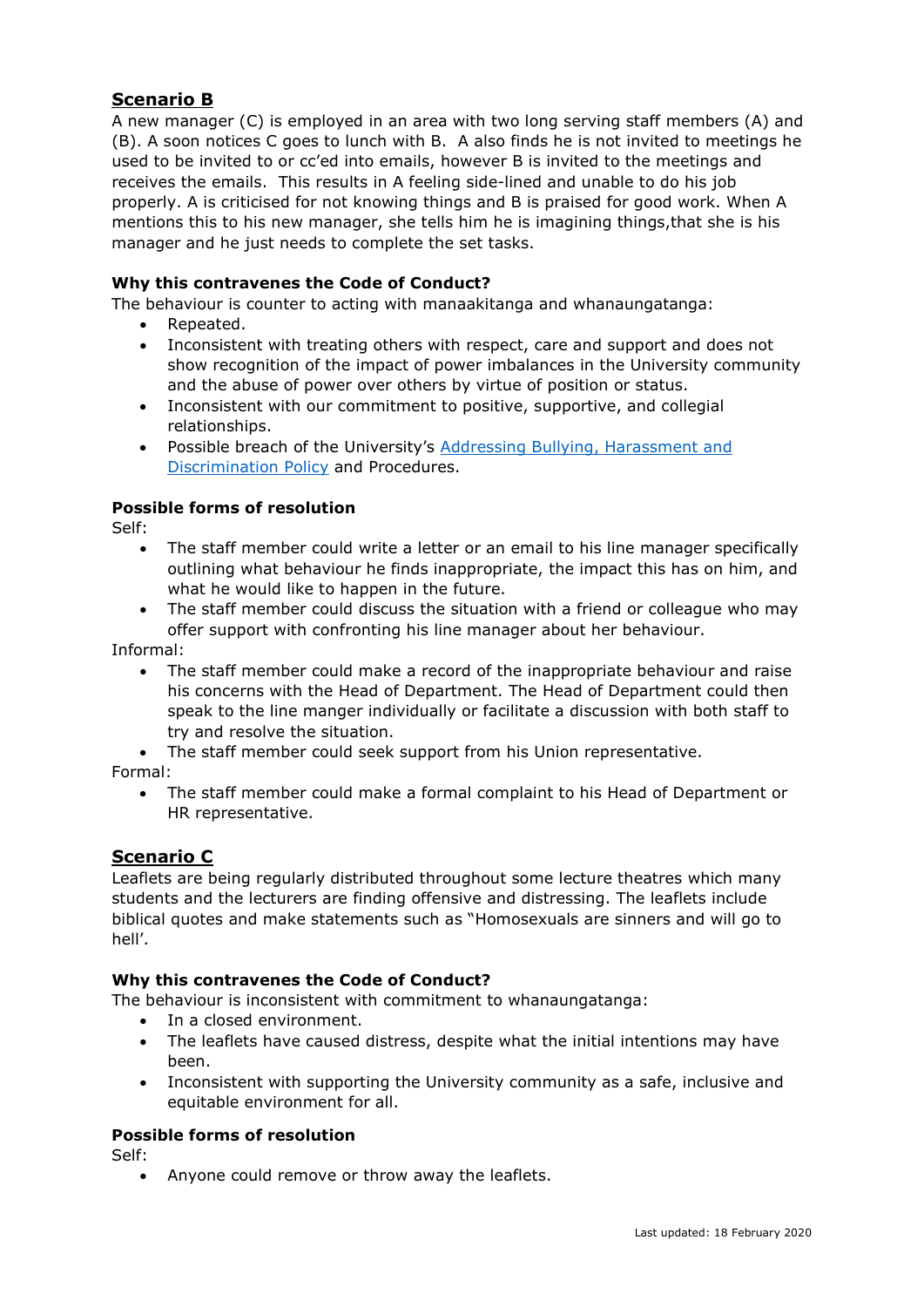## Scenario B

A new manager (C) is employed in an area with two long serving staff members (A) and (B). A soon notices C goes to lunch with B. A also finds he is not invited to meetings he used to be invited to or cc'ed into emails, however B is invited to the meetings and receives the emails. This results in A feeling side-lined and unable to do his job properly. A is criticised for not knowing things and B is praised for good work. When A mentions this to his new manager, she tells him he is imagining things,that she is his manager and he just needs to complete the set tasks.

**Why this contravenes the Code of Conduct?**

The behaviour is counter to acting with manaakitanga and whanaungatanga:

- Repeated.
- Inconsistent with treating others with respect, care and support and does not show recognition of the impact of power imbalances in the University community and the abuse of power over others by virtue of position or status.
- Inconsistent with our commitment to positive, supportive, and collegial relationships.
- Possible breach of the University's Addressing Bullying, Harassment and Discrimination Policy and Procedures.

**Possible forms of resolution**

Self:

- The staff member could write a letter or an email to his line manager specifically outlining what behaviour he finds inappropriate, the impact this has on him, and what he would like to happen in the future.
- The staff member could discuss the situation with a friend or colleague who may offer support with confronting his line manager about her behaviour.

Informal:

- The staff member could make a record of the inappropriate behaviour and raise his concerns with the Head of Department. The Head of Department could then speak to the line manger individually or facilitate a discussion with both staff to try and resolve the situation.
- The staff member could seek support from his Union representative.

Formal:

- The staff member could make a formal complaint to his Head of Department or HR representative.

## Scenario C

Leaflets are being regularly distributed throughout some lecture theatres which many students and the lecturers are finding offensive and distressing. The leaflets include biblical quotes and make statements such as "Homosexuals are sinners and will go to hell'.

**Why this contravenes the Code of Conduct?**

The behaviour is inconsistent with commitment to whanaungatanga:

- In a closed environment.
- The leaflets have caused distress, despite what the initial intentions may have been.
- Inconsistent with supporting the University community as a safe, inclusive and equitable environment for all.

**Possible forms of resolution**

Self:

- Anyone could remove or throw away the leaflets.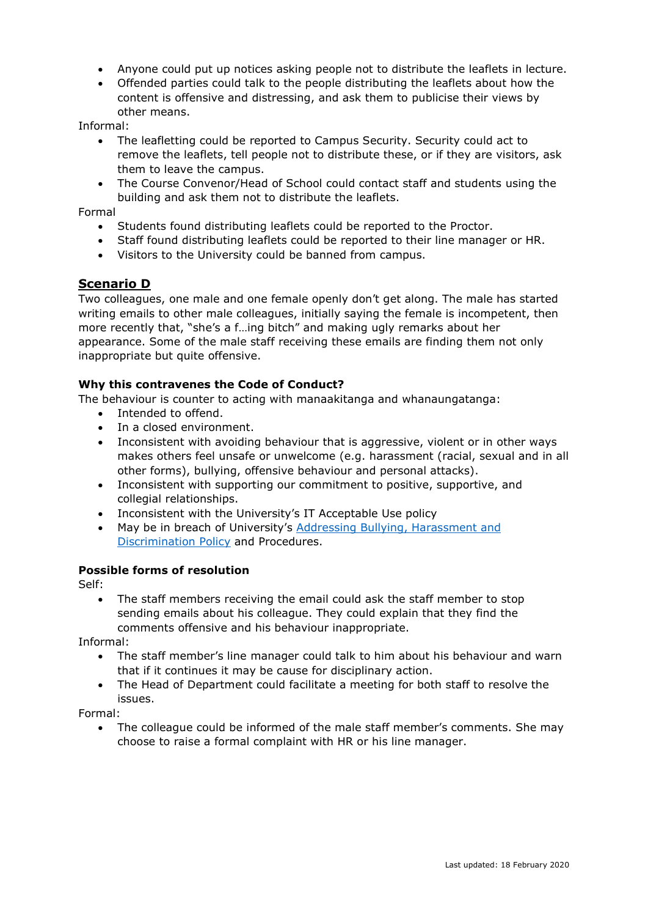- Anyone could put up notices asking people not to distribute the leaflets in lecture.
- Offended parties could talk to the people distributing the leaflets about how the content is offensive and distressing, and ask them to publicise their views by other means.

Informal:

- The leafletting could be reported to Campus Security. Security could act to remove the leaflets, tell people not to distribute these, or if they are visitors, ask them to leave the campus.
- The Course Convenor/Head of School could contact staff and students using the building and ask them not to distribute the leaflets.

Formal

- Students found distributing leaflets could be reported to the Proctor.
- Staff found distributing leaflets could be reported to their line manager or HR.
- Visitors to the University could be banned from campus.

## Scenario D

Two colleagues, one male and one female openly don't get along. The male has started writing emails to other male colleagues, initially saying the female is incompetent, then more recently that, "she's a f…ing bitch" and making ugly remarks about her appearance. Some of the male staff receiving these emails are finding them not only inappropriate but quite offensive.

**Why this contravenes the Code of Conduct?**

The behaviour is counter to acting with manaakitanga and whanaungatanga:

- Intended to offend.
- In a closed environment.
- Inconsistent with avoiding behaviour that is aggressive, violent or in other ways makes others feel unsafe or unwelcome (e.g. harassment (racial, sexual and in all other forms), bullying, offensive behaviour and personal attacks).
- Inconsistent with supporting our commitment to positive, supportive, and collegial relationships.
- Inconsistent with the University's IT Acceptable Use policy
- May be in breach of University's Addressing Bullying, Harassment and Discrimination Policy and Procedures.

**Possible forms of resolution**

Self:

- The staff members receiving the email could ask the staff member to stop sending emails about his colleague. They could explain that they find the comments offensive and his behaviour inappropriate.

Informal:

- The staff member's line manager could talk to him about his behaviour and warn that if it continues it may be cause for disciplinary action.
- The Head of Department could facilitate a meeting for both staff to resolve the issues.

Formal:

- The colleague could be informed of the male staff member's comments. She may choose to raise a formal complaint with HR or his line manager.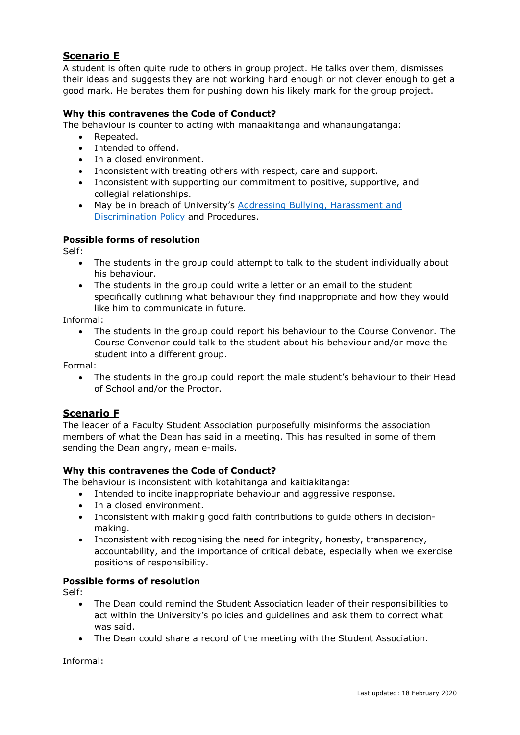## Scenario E

A student is often quite rude to others in group project. He talks over them, dismisses their ideas and suggests they are not working hard enough or not clever enough to get a good mark. He berates them for pushing down his likely mark for the group project.

### Why this contravenes the Code of Conduct?

The behaviour is counter to acting with manaakitanga and whanaungatanga:

- Repeated.
- Intended to offend.
- In a closed environment.
- Inconsistent with treating others with respect, care and support.
- Inconsistent with supporting our commitment to positive, supportive, and collegial relationships.
- May be in breach of University's [Addressing Bullying, Harassment and Discrimination Policy]() and Procedures.

### Possible forms of resolution

Self:

- The students in the group could attempt to talk to the student individually about his behaviour.
- The students in the group could write a letter or an email to the student specifically outlining what behaviour they find inappropriate and how they would like him to communicate in future.

Informal:

- The students in the group could report his behaviour to the Course Convenor. The Course Convenor could talk to the student about his behaviour and/or move the student into a different group.

Formal:

- The students in the group could report the male student's behaviour to their Head of School and/or the Proctor.

## Scenario F

The leader of a Faculty Student Association purposefully misinforms the association members of what the Dean has said in a meeting. This has resulted in some of them sending the Dean angry, mean e-mails.

### Why this contravenes the Code of Conduct?

The behaviour is inconsistent with kotahitanga and kaitiakitanga:

- Intended to incite inappropriate behaviour and aggressive response.
- In a closed environment.
- Inconsistent with making good faith contributions to guide others in decision-making.
- Inconsistent with recognising the need for integrity, honesty, transparency, accountability, and the importance of critical debate, especially when we exercise positions of responsibility.

### Possible forms of resolution

Self:

- The Dean could remind the Student Association leader of their responsibilities to act within the University's policies and guidelines and ask them to correct what was said.
- The Dean could share a record of the meeting with the Student Association.

Informal: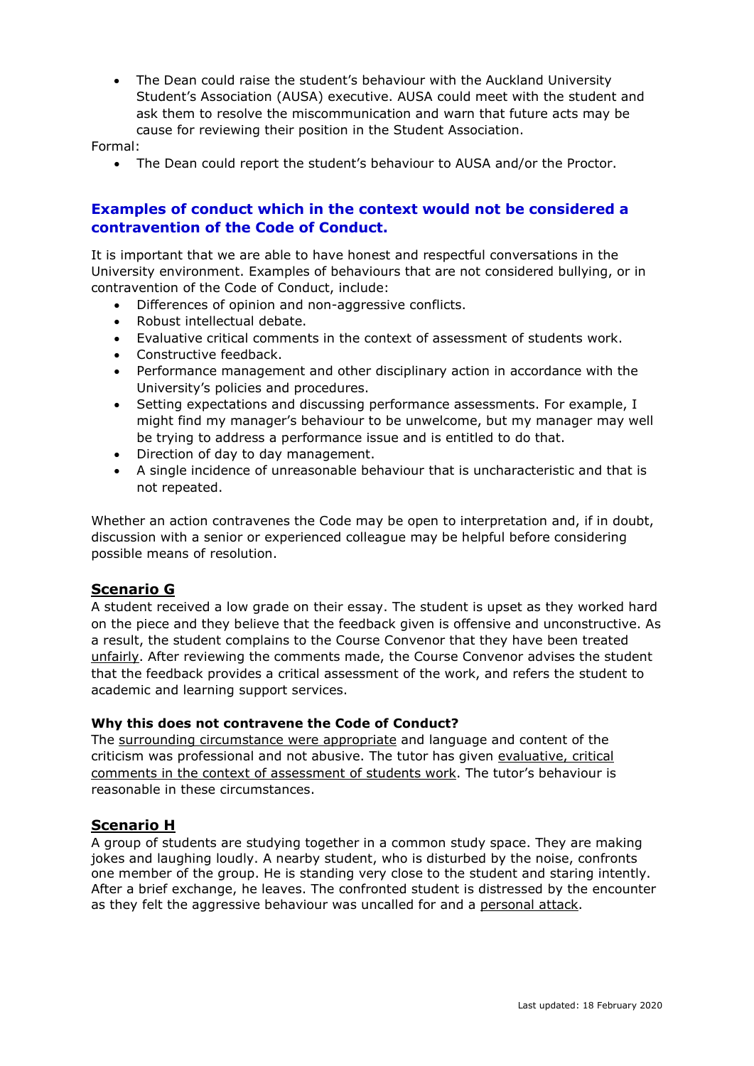- The Dean could raise the student's behaviour with the Auckland University Student's Association (AUSA) executive. AUSA could meet with the student and ask them to resolve the miscommunication and warn that future acts may be cause for reviewing their position in the Student Association.

Formal:

- The Dean could report the student's behaviour to AUSA and/or the Proctor.

## Examples of conduct which in the context would not be considered a contravention of the Code of Conduct.

It is important that we are able to have honest and respectful conversations in the University environment. Examples of behaviours that are not considered bullying, or in contravention of the Code of Conduct, include:

- Differences of opinion and non-aggressive conflicts.
- Robust intellectual debate.
- Evaluative critical comments in the context of assessment of students work.
- Constructive feedback.
- Performance management and other disciplinary action in accordance with the University's policies and procedures.
- Setting expectations and discussing performance assessments. For example, I might find my manager's behaviour to be unwelcome, but my manager may well be trying to address a performance issue and is entitled to do that.
- Direction of day to day management.
- A single incidence of unreasonable behaviour that is uncharacteristic and that is not repeated.

Whether an action contravenes the Code may be open to interpretation and, if in doubt, discussion with a senior or experienced colleague may be helpful before considering possible means of resolution.

### Scenario G

A student received a low grade on their essay. The student is upset as they worked hard on the piece and they believe that the feedback given is offensive and unconstructive. As a result, the student complains to the Course Convenor that they have been treated unfairly. After reviewing the comments made, the Course Convenor advises the student that the feedback provides a critical assessment of the work, and refers the student to academic and learning support services.

**Why this does not contravene the Code of Conduct?**

The surrounding circumstance were appropriate and language and content of the criticism was professional and not abusive. The tutor has given evaluative, critical comments in the context of assessment of students work. The tutor's behaviour is reasonable in these circumstances.

### Scenario H

A group of students are studying together in a common study space. They are making jokes and laughing loudly. A nearby student, who is disturbed by the noise, confronts one member of the group. He is standing very close to the student and staring intently. After a brief exchange, he leaves. The confronted student is distressed by the encounter as they felt the aggressive behaviour was uncalled for and a personal attack.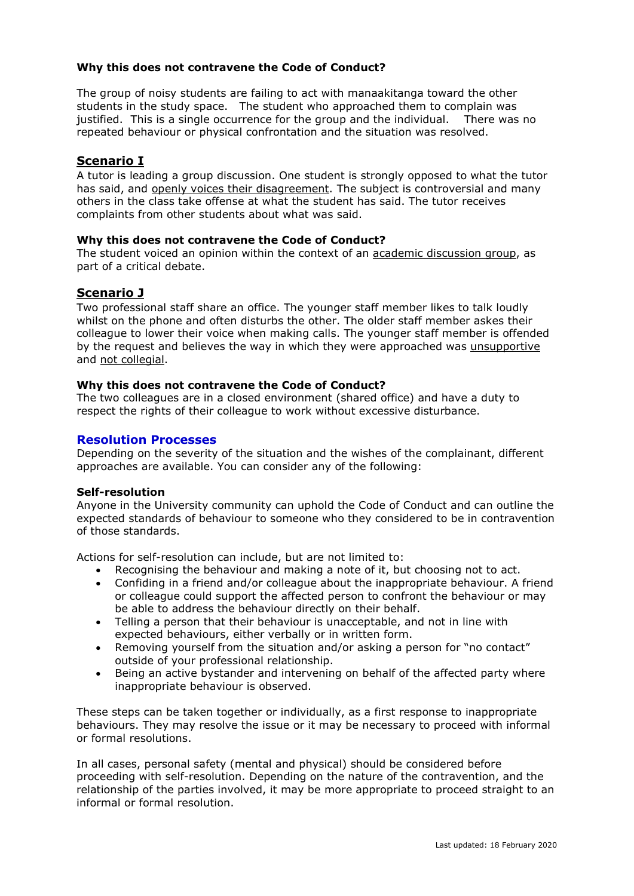**Why this does not contravene the Code of Conduct?**

The group of noisy students are failing to act with manaakitanga toward the other students in the study space. The student who approached them to complain was justified. This is a single occurrence for the group and the individual. There was no repeated behaviour or physical confrontation and the situation was resolved.

## Scenario I

A tutor is leading a group discussion. One student is strongly opposed to what the tutor has said, and openly voices their disagreement. The subject is controversial and many others in the class take offense at what the student has said. The tutor receives complaints from other students about what was said.

**Why this does not contravene the Code of Conduct?**

The student voiced an opinion within the context of an academic discussion group, as part of a critical debate.

## Scenario J

Two professional staff share an office. The younger staff member likes to talk loudly whilst on the phone and often disturbs the other. The older staff member askes their colleague to lower their voice when making calls. The younger staff member is offended by the request and believes the way in which they were approached was unsupportive and not collegial.

**Why this does not contravene the Code of Conduct?**

The two colleagues are in a closed environment (shared office) and have a duty to respect the rights of their colleague to work without excessive disturbance.

## Resolution Processes

Depending on the severity of the situation and the wishes of the complainant, different approaches are available. You can consider any of the following:

**Self-resolution**

Anyone in the University community can uphold the Code of Conduct and can outline the expected standards of behaviour to someone who they considered to be in contravention of those standards.

Actions for self-resolution can include, but are not limited to:

- Recognising the behaviour and making a note of it, but choosing not to act.
- Confiding in a friend and/or colleague about the inappropriate behaviour. A friend or colleague could support the affected person to confront the behaviour or may be able to address the behaviour directly on their behalf.
- Telling a person that their behaviour is unacceptable, and not in line with expected behaviours, either verbally or in written form.
- Removing yourself from the situation and/or asking a person for "no contact" outside of your professional relationship.
- Being an active bystander and intervening on behalf of the affected party where inappropriate behaviour is observed.

These steps can be taken together or individually, as a first response to inappropriate behaviours. They may resolve the issue or it may be necessary to proceed with informal or formal resolutions.

In all cases, personal safety (mental and physical) should be considered before proceeding with self-resolution. Depending on the nature of the contravention, and the relationship of the parties involved, it may be more appropriate to proceed straight to an informal or formal resolution.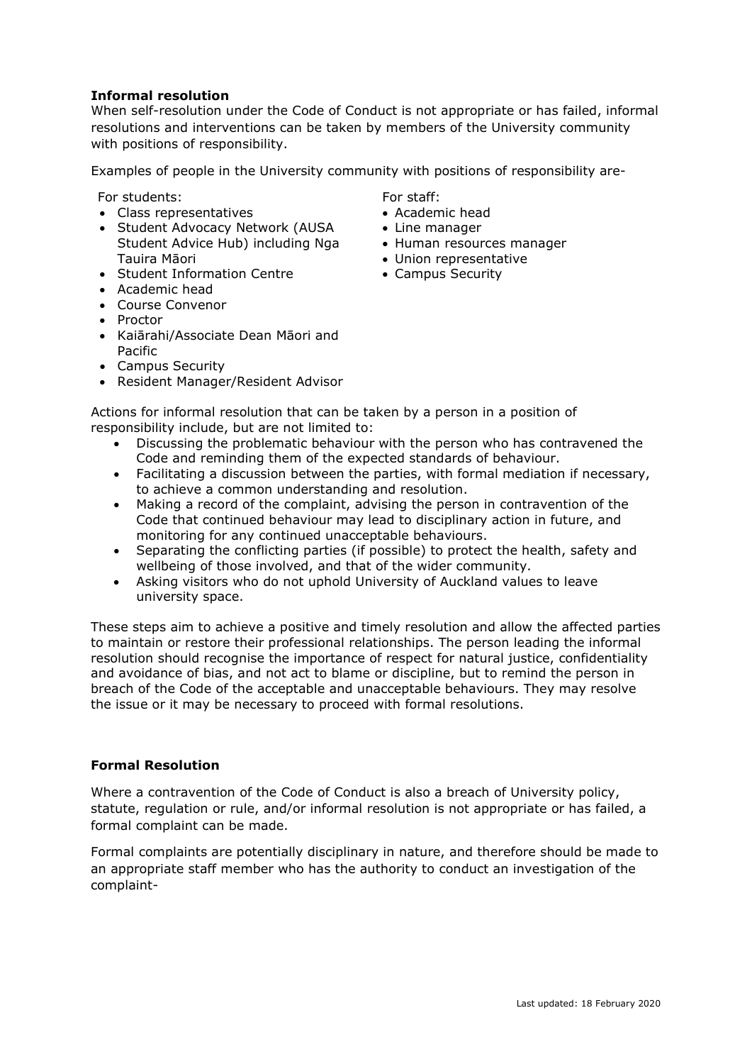**Informal resolution**

When self-resolution under the Code of Conduct is not appropriate or has failed, informal resolutions and interventions can be taken by members of the University community with positions of responsibility.

Examples of people in the University community with positions of responsibility are-

For students:

- Class representatives
- Student Advocacy Network (AUSA Student Advice Hub) including Nga Tauira Māori
- Student Information Centre
- Academic head
- Course Convenor
- Proctor
- Kaiārahi/Associate Dean Māori and Pacific
- Campus Security
- Resident Manager/Resident Advisor

For staff:

- Academic head
- Line manager
- Human resources manager
- Union representative
- Campus Security

Actions for informal resolution that can be taken by a person in a position of responsibility include, but are not limited to:

- Discussing the problematic behaviour with the person who has contravened the Code and reminding them of the expected standards of behaviour.
- Facilitating a discussion between the parties, with formal mediation if necessary, to achieve a common understanding and resolution.
- Making a record of the complaint, advising the person in contravention of the Code that continued behaviour may lead to disciplinary action in future, and monitoring for any continued unacceptable behaviours.
- Separating the conflicting parties (if possible) to protect the health, safety and wellbeing of those involved, and that of the wider community.
- Asking visitors who do not uphold University of Auckland values to leave university space.

These steps aim to achieve a positive and timely resolution and allow the affected parties to maintain or restore their professional relationships. The person leading the informal resolution should recognise the importance of respect for natural justice, confidentiality and avoidance of bias, and not act to blame or discipline, but to remind the person in breach of the Code of the acceptable and unacceptable behaviours. They may resolve the issue or it may be necessary to proceed with formal resolutions.

**Formal Resolution**

Where a contravention of the Code of Conduct is also a breach of University policy, statute, regulation or rule, and/or informal resolution is not appropriate or has failed, a formal complaint can be made.

Formal complaints are potentially disciplinary in nature, and therefore should be made to an appropriate staff member who has the authority to conduct an investigation of the complaint-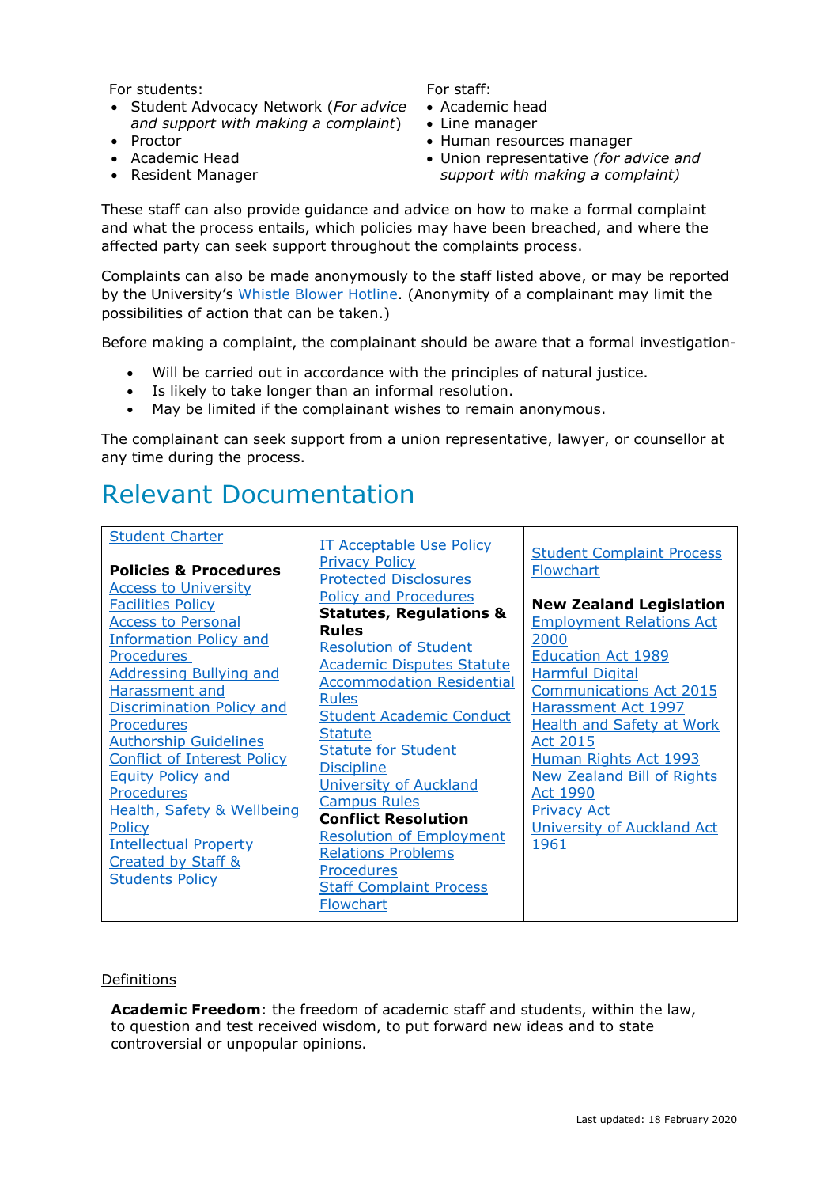For students:

- Student Advocacy Network (*For advice and support with making a complaint*)
- Proctor
- Academic Head
- Resident Manager

For staff:

- Academic head
- Line manager
- Human resources manager
- Union representative *(for advice and support with making a complaint)*

These staff can also provide guidance and advice on how to make a formal complaint and what the process entails, which policies may have been breached, and where the affected party can seek support throughout the complaints process.

Complaints can also be made anonymously to the staff listed above, or may be reported by the University's Whistle Blower Hotline. (Anonymity of a complainant may limit the possibilities of action that can be taken.)

Before making a complaint, the complainant should be aware that a formal investigation-

- Will be carried out in accordance with the principles of natural justice.
- Is likely to take longer than an informal resolution.
- May be limited if the complainant wishes to remain anonymous.

The complainant can seek support from a union representative, lawyer, or counsellor at any time during the process.

# Relevant Documentation

| | | |
|---|---|---|
| Student Charter<br><br>**Policies & Procedures**<br>Access to University Facilities Policy<br>Access to Personal Information Policy and Procedures<br>Addressing Bullying and Harassment and Discrimination Policy and Procedures<br>Authorship Guidelines<br>Conflict of Interest Policy<br>Equity Policy and Procedures<br>Health, Safety & Wellbeing Policy<br>Intellectual Property Created by Staff & Students Policy | IT Acceptable Use Policy<br>Privacy Policy<br>Protected Disclosures Policy and Procedures<br>**Statutes, Regulations & Rules**<br>Resolution of Student Academic Disputes Statute<br>Accommodation Residential Rules<br>Student Academic Conduct Statute<br>Statute for Student Discipline<br>University of Auckland Campus Rules<br>**Conflict Resolution**<br>Resolution of Employment Relations Problems Procedures<br>Staff Complaint Process Flowchart | Student Complaint Process Flowchart<br><br>**New Zealand Legislation**<br>Employment Relations Act 2000<br>Education Act 1989<br>Harmful Digital Communications Act 2015<br>Harassment Act 1997<br>Health and Safety at Work Act 2015<br>Human Rights Act 1993<br>New Zealand Bill of Rights Act 1990<br>Privacy Act<br>University of Auckland Act 1961 |

Definitions

**Academic Freedom**: the freedom of academic staff and students, within the law, to question and test received wisdom, to put forward new ideas and to state controversial or unpopular opinions.

Last updated: 18 February 2020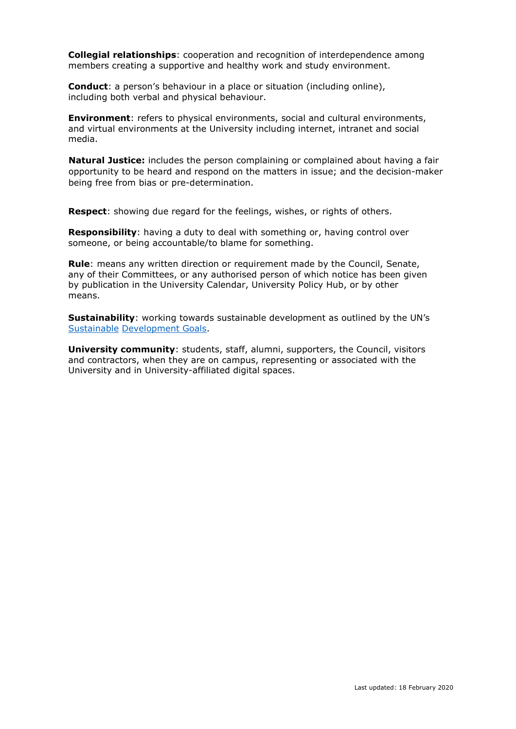**Collegial relationships**: cooperation and recognition of interdependence among members creating a supportive and healthy work and study environment.

**Conduct**: a person's behaviour in a place or situation (including online), including both verbal and physical behaviour.

**Environment**: refers to physical environments, social and cultural environments, and virtual environments at the University including internet, intranet and social media.

**Natural Justice:** includes the person complaining or complained about having a fair opportunity to be heard and respond on the matters in issue; and the decision-maker being free from bias or pre-determination.

**Respect**: showing due regard for the feelings, wishes, or rights of others.

**Responsibility**: having a duty to deal with something or, having control over someone, or being accountable/to blame for something.

**Rule**: means any written direction or requirement made by the Council, Senate, any of their Committees, or any authorised person of which notice has been given by publication in the University Calendar, University Policy Hub, or by other means.

**Sustainability**: working towards sustainable development as outlined by the UN's Sustainable Development Goals.

**University community**: students, staff, alumni, supporters, the Council, visitors and contractors, when they are on campus, representing or associated with the University and in University-affiliated digital spaces.

Last updated: 18 February 2020